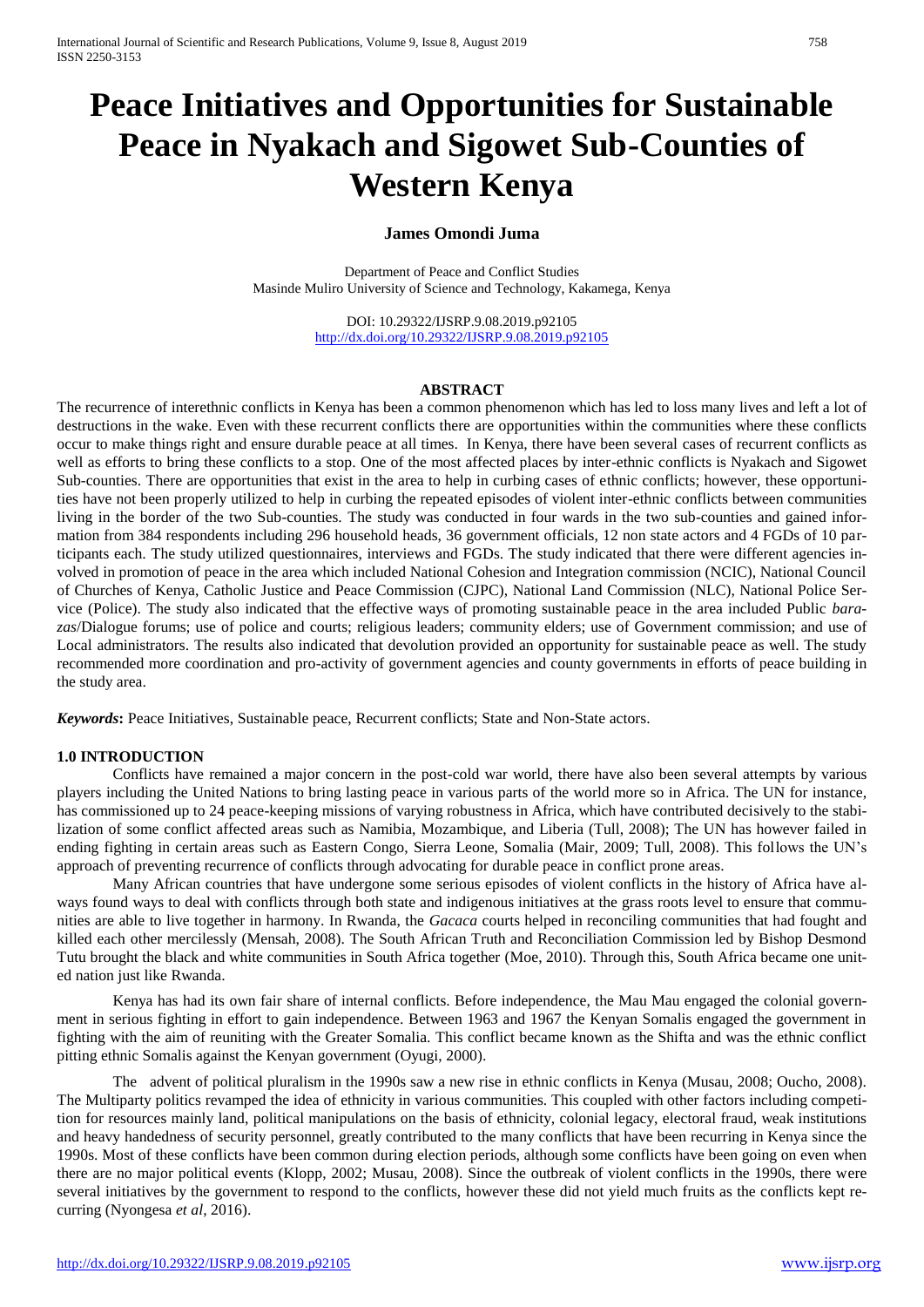# Peace Initiatives and Opportunities for Sustainable Peace in Nyakach and Sigowet Sub-Counties of Western Kenya

**James Omondi Juma**

Department of Peace and Conflict Studies
Masinde Muliro University of Science and Technology, Kakamega, Kenya

DOI: 10.29322/IJSRP.9.08.2019.p92105
http://dx.doi.org/10.29322/IJSRP.9.08.2019.p92105

## ABSTRACT

The recurrence of interethnic conflicts in Kenya has been a common phenomenon which has led to loss many lives and left a lot of destructions in the wake. Even with these recurrent conflicts there are opportunities within the communities where these conflicts occur to make things right and ensure durable peace at all times. In Kenya, there have been several cases of recurrent conflicts as well as efforts to bring these conflicts to a stop. One of the most affected places by inter-ethnic conflicts is Nyakach and Sigowet Sub-counties. There are opportunities that exist in the area to help in curbing cases of ethnic conflicts; however, these opportunities have not been properly utilized to help in curbing the repeated episodes of violent inter-ethnic conflicts between communities living in the border of the two Sub-counties. The study was conducted in four wards in the two sub-counties and gained information from 384 respondents including 296 household heads, 36 government officials, 12 non state actors and 4 FGDs of 10 participants each. The study utilized questionnaires, interviews and FGDs. The study indicated that there were different agencies involved in promotion of peace in the area which included National Cohesion and Integration commission (NCIC), National Council of Churches of Kenya, Catholic Justice and Peace Commission (CJPC), National Land Commission (NLC), National Police Service (Police). The study also indicated that the effective ways of promoting sustainable peace in the area included Public *barazas*/Dialogue forums; use of police and courts; religious leaders; community elders; use of Government commission; and use of Local administrators. The results also indicated that devolution provided an opportunity for sustainable peace as well. The study recommended more coordination and pro-activity of government agencies and county governments in efforts of peace building in the study area.

***Keywords*:** Peace Initiatives, Sustainable peace, Recurrent conflicts; State and Non-State actors.

## 1.0 INTRODUCTION

Conflicts have remained a major concern in the post-cold war world, there have also been several attempts by various players including the United Nations to bring lasting peace in various parts of the world more so in Africa. The UN for instance, has commissioned up to 24 peace-keeping missions of varying robustness in Africa, which have contributed decisively to the stabilization of some conflict affected areas such as Namibia, Mozambique, and Liberia (Tull, 2008); The UN has however failed in ending fighting in certain areas such as Eastern Congo, Sierra Leone, Somalia (Mair, 2009; Tull, 2008). This follows the UN's approach of preventing recurrence of conflicts through advocating for durable peace in conflict prone areas.

Many African countries that have undergone some serious episodes of violent conflicts in the history of Africa have always found ways to deal with conflicts through both state and indigenous initiatives at the grass roots level to ensure that communities are able to live together in harmony. In Rwanda, the *Gacaca* courts helped in reconciling communities that had fought and killed each other mercilessly (Mensah, 2008). The South African Truth and Reconciliation Commission led by Bishop Desmond Tutu brought the black and white communities in South Africa together (Moe, 2010). Through this, South Africa became one united nation just like Rwanda.

Kenya has had its own fair share of internal conflicts. Before independence, the Mau Mau engaged the colonial government in serious fighting in effort to gain independence. Between 1963 and 1967 the Kenyan Somalis engaged the government in fighting with the aim of reuniting with the Greater Somalia. This conflict became known as the Shifta and was the ethnic conflict pitting ethnic Somalis against the Kenyan government (Oyugi, 2000).

The advent of political pluralism in the 1990s saw a new rise in ethnic conflicts in Kenya (Musau, 2008; Oucho, 2008). The Multiparty politics revamped the idea of ethnicity in various communities. This coupled with other factors including competition for resources mainly land, political manipulations on the basis of ethnicity, colonial legacy, electoral fraud, weak institutions and heavy handedness of security personnel, greatly contributed to the many conflicts that have been recurring in Kenya since the 1990s. Most of these conflicts have been common during election periods, although some conflicts have been going on even when there are no major political events (Klopp, 2002; Musau, 2008). Since the outbreak of violent conflicts in the 1990s, there were several initiatives by the government to respond to the conflicts, however these did not yield much fruits as the conflicts kept recurring (Nyongesa *et al*, 2016).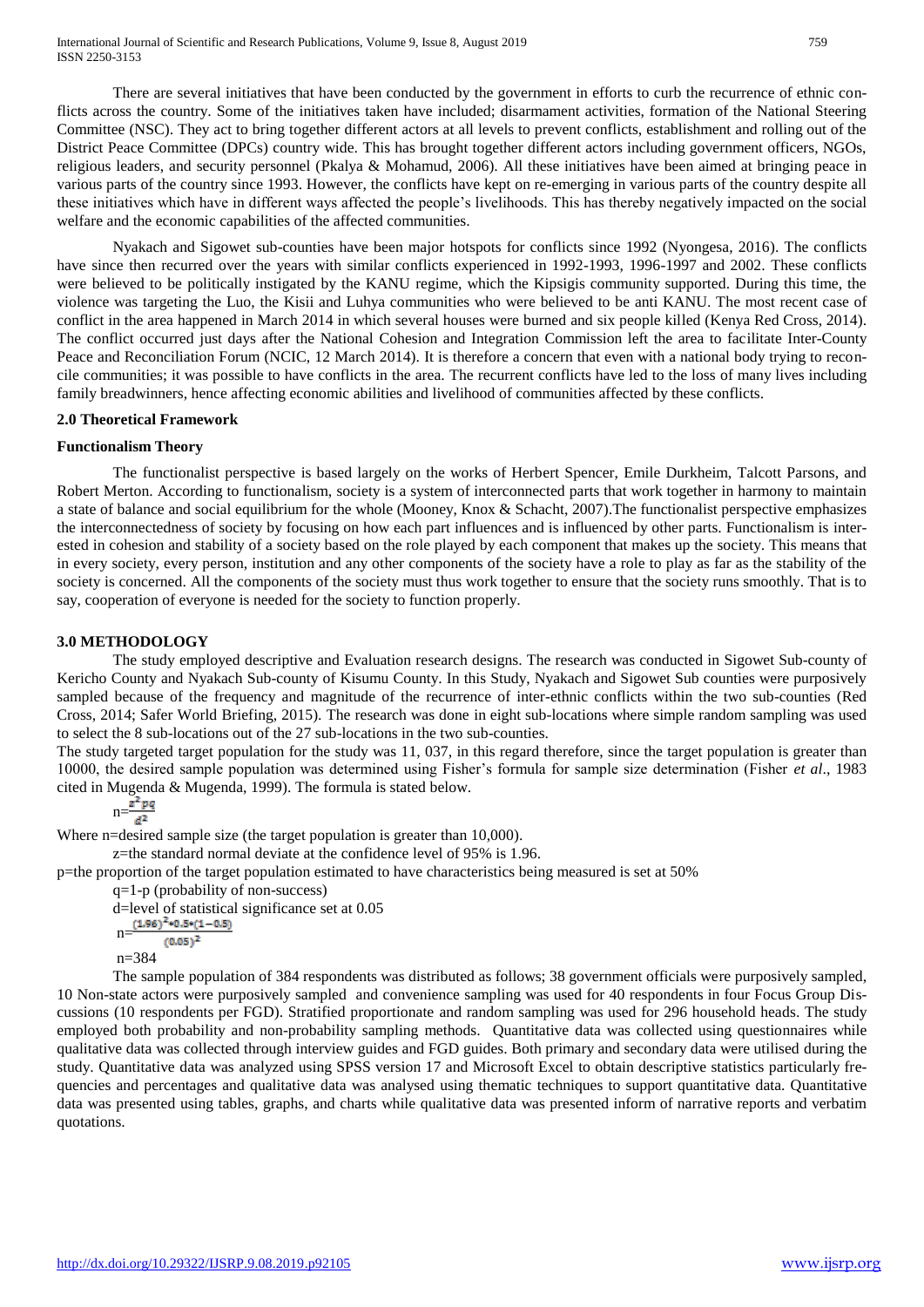There are several initiatives that have been conducted by the government in efforts to curb the recurrence of ethnic conflicts across the country. Some of the initiatives taken have included; disarmament activities, formation of the National Steering Committee (NSC). They act to bring together different actors at all levels to prevent conflicts, establishment and rolling out of the District Peace Committee (DPCs) country wide. This has brought together different actors including government officers, NGOs, religious leaders, and security personnel (Pkalya & Mohamud, 2006). All these initiatives have been aimed at bringing peace in various parts of the country since 1993. However, the conflicts have kept on re-emerging in various parts of the country despite all these initiatives which have in different ways affected the people's livelihoods. This has thereby negatively impacted on the social welfare and the economic capabilities of the affected communities.

Nyakach and Sigowet sub-counties have been major hotspots for conflicts since 1992 (Nyongesa, 2016). The conflicts have since then recurred over the years with similar conflicts experienced in 1992-1993, 1996-1997 and 2002. These conflicts were believed to be politically instigated by the KANU regime, which the Kipsigis community supported. During this time, the violence was targeting the Luo, the Kisii and Luhya communities who were believed to be anti KANU. The most recent case of conflict in the area happened in March 2014 in which several houses were burned and six people killed (Kenya Red Cross, 2014). The conflict occurred just days after the National Cohesion and Integration Commission left the area to facilitate Inter-County Peace and Reconciliation Forum (NCIC, 12 March 2014). It is therefore a concern that even with a national body trying to reconcile communities; it was possible to have conflicts in the area. The recurrent conflicts have led to the loss of many lives including family breadwinners, hence affecting economic abilities and livelihood of communities affected by these conflicts.

## 2.0 Theoretical Framework

### Functionalism Theory

The functionalist perspective is based largely on the works of Herbert Spencer, Emile Durkheim, Talcott Parsons, and Robert Merton. According to functionalism, society is a system of interconnected parts that work together in harmony to maintain a state of balance and social equilibrium for the whole (Mooney, Knox & Schacht, 2007).The functionalist perspective emphasizes the interconnectedness of society by focusing on how each part influences and is influenced by other parts. Functionalism is interested in cohesion and stability of a society based on the role played by each component that makes up the society. This means that in every society, every person, institution and any other components of the society have a role to play as far as the stability of the society is concerned. All the components of the society must thus work together to ensure that the society runs smoothly. That is to say, cooperation of everyone is needed for the society to function properly.

## 3.0 METHODOLOGY

The study employed descriptive and Evaluation research designs. The research was conducted in Sigowet Sub-county of Kericho County and Nyakach Sub-county of Kisumu County. In this Study, Nyakach and Sigowet Sub counties were purposively sampled because of the frequency and magnitude of the recurrence of inter-ethnic conflicts within the two sub-counties (Red Cross, 2014; Safer World Briefing, 2015). The research was done in eight sub-locations where simple random sampling was used to select the 8 sub-locations out of the 27 sub-locations in the two sub-counties.

The study targeted target population for the study was 11, 037, in this regard therefore, since the target population is greater than 10000, the desired sample population was determined using Fisher's formula for sample size determination (Fisher *et al*., 1983 cited in Mugenda & Mugenda, 1999). The formula is stated below.

$$n=\frac{z^2pq}{d^2}$$

Where n=desired sample size (the target population is greater than 10,000).

z=the standard normal deviate at the confidence level of 95% is 1.96.

p=the proportion of the target population estimated to have characteristics being measured is set at 50%

q=1-p (probability of non-success)

d=level of statistical significance set at 0.05

$$n=\frac{(1.96)^2*0.5*(1-0.5)}{(0.05)^2}$$

n=384

The sample population of 384 respondents was distributed as follows; 38 government officials were purposively sampled, 10 Non-state actors were purposively sampled and convenience sampling was used for 40 respondents in four Focus Group Discussions (10 respondents per FGD). Stratified proportionate and random sampling was used for 296 household heads. The study employed both probability and non-probability sampling methods. Quantitative data was collected using questionnaires while qualitative data was collected through interview guides and FGD guides. Both primary and secondary data were utilised during the study. Quantitative data was analyzed using SPSS version 17 and Microsoft Excel to obtain descriptive statistics particularly frequencies and percentages and qualitative data was analysed using thematic techniques to support quantitative data. Quantitative data was presented using tables, graphs, and charts while qualitative data was presented inform of narrative reports and verbatim quotations.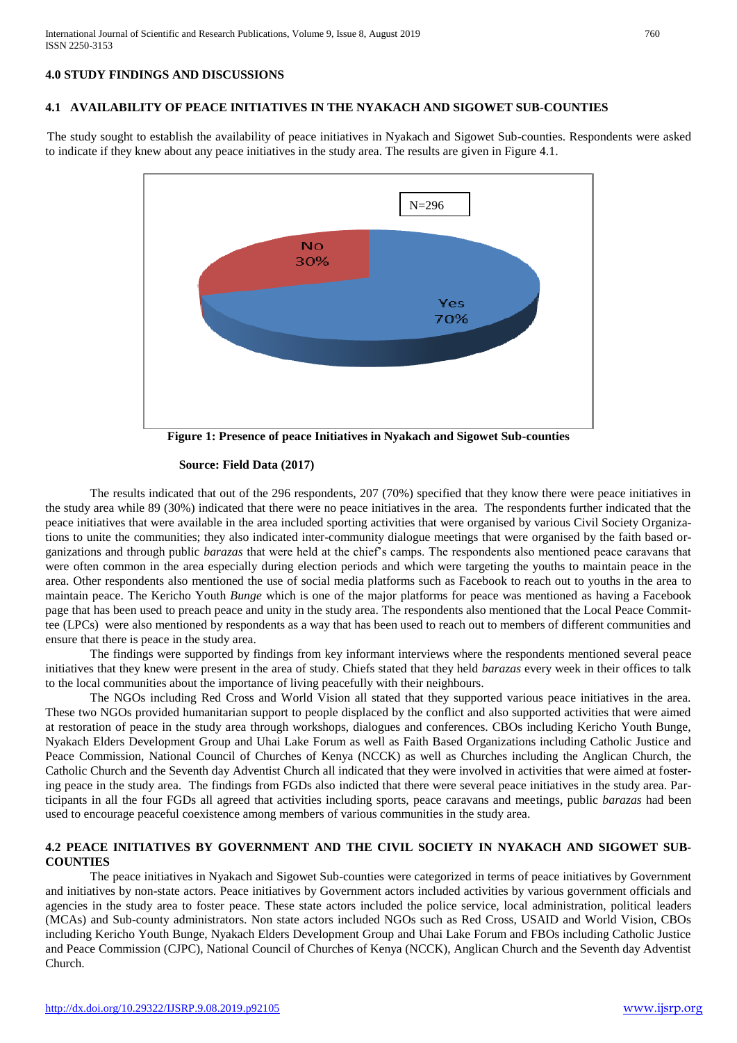## 4.0 STUDY FINDINGS AND DISCUSSIONS

### 4.1 AVAILABILITY OF PEACE INITIATIVES IN THE NYAKACH AND SIGOWET SUB-COUNTIES

The study sought to establish the availability of peace initiatives in Nyakach and Sigowet Sub-counties. Respondents were asked to indicate if they knew about any peace initiatives in the study area. The results are given in Figure 4.1.

**Figure 1: Presence of peace Initiatives in Nyakach and Sigowet Sub-counties**

**Source: Field Data (2017)**

The results indicated that out of the 296 respondents, 207 (70%) specified that they know there were peace initiatives in the study area while 89 (30%) indicated that there were no peace initiatives in the area. The respondents further indicated that the peace initiatives that were available in the area included sporting activities that were organised by various Civil Society Organizations to unite the communities; they also indicated inter-community dialogue meetings that were organised by the faith based organizations and through public *barazas* that were held at the chief's camps. The respondents also mentioned peace caravans that were often common in the area especially during election periods and which were targeting the youths to maintain peace in the area. Other respondents also mentioned the use of social media platforms such as Facebook to reach out to youths in the area to maintain peace. The Kericho Youth *Bunge* which is one of the major platforms for peace was mentioned as having a Facebook page that has been used to preach peace and unity in the study area. The respondents also mentioned that the Local Peace Committee (LPCs) were also mentioned by respondents as a way that has been used to reach out to members of different communities and ensure that there is peace in the study area.

The findings were supported by findings from key informant interviews where the respondents mentioned several peace initiatives that they knew were present in the area of study. Chiefs stated that they held *barazas* every week in their offices to talk to the local communities about the importance of living peacefully with their neighbours.

The NGOs including Red Cross and World Vision all stated that they supported various peace initiatives in the area. These two NGOs provided humanitarian support to people displaced by the conflict and also supported activities that were aimed at restoration of peace in the study area through workshops, dialogues and conferences. CBOs including Kericho Youth Bunge, Nyakach Elders Development Group and Uhai Lake Forum as well as Faith Based Organizations including Catholic Justice and Peace Commission, National Council of Churches of Kenya (NCCK) as well as Churches including the Anglican Church, the Catholic Church and the Seventh day Adventist Church all indicated that they were involved in activities that were aimed at fostering peace in the study area. The findings from FGDs also indicted that there were several peace initiatives in the study area. Participants in all the four FGDs all agreed that activities including sports, peace caravans and meetings, public *barazas* had been used to encourage peaceful coexistence among members of various communities in the study area.

### 4.2 PEACE INITIATIVES BY GOVERNMENT AND THE CIVIL SOCIETY IN NYAKACH AND SIGOWET SUB-COUNTIES

The peace initiatives in Nyakach and Sigowet Sub-counties were categorized in terms of peace initiatives by Government and initiatives by non-state actors. Peace initiatives by Government actors included activities by various government officials and agencies in the study area to foster peace. These state actors included the police service, local administration, political leaders (MCAs) and Sub-county administrators. Non state actors included NGOs such as Red Cross, USAID and World Vision, CBOs including Kericho Youth Bunge, Nyakach Elders Development Group and Uhai Lake Forum and FBOs including Catholic Justice and Peace Commission (CJPC), National Council of Churches of Kenya (NCCK), Anglican Church and the Seventh day Adventist Church.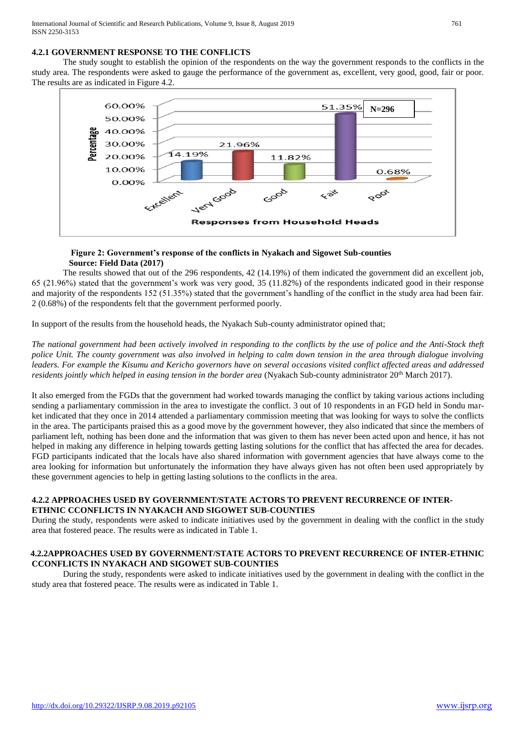### 4.2.1 GOVERNMENT RESPONSE TO THE CONFLICTS

The study sought to establish the opinion of the respondents on the way the government responds to the conflicts in the study area. The respondents were asked to gauge the performance of the government as, excellent, very good, good, fair or poor. The results are as indicated in Figure 4.2.

**Figure 2: Government's response of the conflicts in Nyakach and Sigowet Sub-counties**
**Source: Field Data (2017)**

The results showed that out of the 296 respondents, 42 (14.19%) of them indicated the government did an excellent job, 65 (21.96%) stated that the government's work was very good, 35 (11.82%) of the respondents indicated good in their response and majority of the respondents 152 (51.35%) stated that the government's handling of the conflict in the study area had been fair. 2 (0.68%) of the respondents felt that the government performed poorly.

In support of the results from the household heads, the Nyakach Sub-county administrator opined that;

*The national government had been actively involved in responding to the conflicts by the use of police and the Anti-Stock theft police Unit. The county government was also involved in helping to calm down tension in the area through dialogue involving leaders. For example the Kisumu and Kericho governors have on several occasions visited conflict affected areas and addressed residents jointly which helped in easing tension in the border area* (Nyakach Sub-county administrator 20th March 2017).

It also emerged from the FGDs that the government had worked towards managing the conflict by taking various actions including sending a parliamentary commission in the area to investigate the conflict. 3 out of 10 respondents in an FGD held in Sondu market indicated that they once in 2014 attended a parliamentary commission meeting that was looking for ways to solve the conflicts in the area. The participants praised this as a good move by the government however, they also indicated that since the members of parliament left, nothing has been done and the information that was given to them has never been acted upon and hence, it has not helped in making any difference in helping towards getting lasting solutions for the conflict that has affected the area for decades. FGD participants indicated that the locals have also shared information with government agencies that have always come to the area looking for information but unfortunately the information they have always given has not often been used appropriately by these government agencies to help in getting lasting solutions to the conflicts in the area.

### 4.2.2 APPROACHES USED BY GOVERNMENT/STATE ACTORS TO PREVENT RECURRENCE OF INTER-ETHNIC CCONFLICTS IN NYAKACH AND SIGOWET SUB-COUNTIES

During the study, respondents were asked to indicate initiatives used by the government in dealing with the conflict in the study area that fostered peace. The results were as indicated in Table 1.

### 4.2.2APPROACHES USED BY GOVERNMENT/STATE ACTORS TO PREVENT RECURRENCE OF INTER-ETHNIC CCONFLICTS IN NYAKACH AND SIGOWET SUB-COUNTIES

During the study, respondents were asked to indicate initiatives used by the government in dealing with the conflict in the study area that fostered peace. The results were as indicated in Table 1.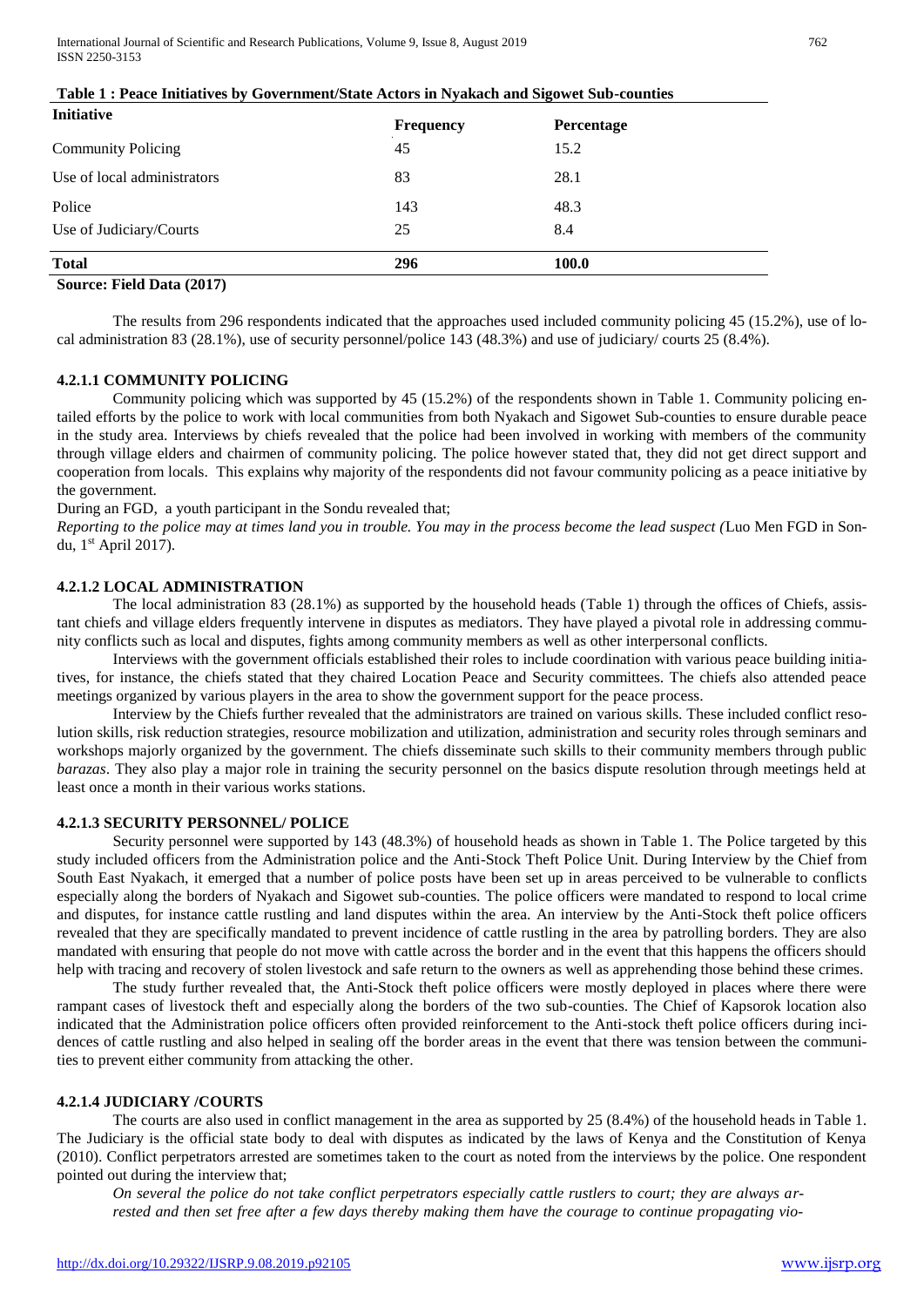**Table 1 : Peace Initiatives by Government/State Actors in Nyakach and Sigowet Sub-counties**

| Initiative | Frequency | Percentage |
|---|---|---|
| Community Policing | 45 | 15.2 |
| Use of local administrators | 83 | 28.1 |
| Police | 143 | 48.3 |
| Use of Judiciary/Courts | 25 | 8.4 |
| **Total** | **296** | **100.0** |

**Source: Field Data (2017)**

The results from 296 respondents indicated that the approaches used included community policing 45 (15.2%), use of local administration 83 (28.1%), use of security personnel/police 143 (48.3%) and use of judiciary/ courts 25 (8.4%).

#### 4.2.1.1 COMMUNITY POLICING

Community policing which was supported by 45 (15.2%) of the respondents shown in Table 1. Community policing entailed efforts by the police to work with local communities from both Nyakach and Sigowet Sub-counties to ensure durable peace in the study area. Interviews by chiefs revealed that the police had been involved in working with members of the community through village elders and chairmen of community policing. The police however stated that, they did not get direct support and cooperation from locals. This explains why majority of the respondents did not favour community policing as a peace initiative by the government.

During an FGD, a youth participant in the Sondu revealed that;

*Reporting to the police may at times land you in trouble. You may in the process become the lead suspect (*Luo Men FGD in Sondu, 1st April 2017).

#### 4.2.1.2 LOCAL ADMINISTRATION

The local administration 83 (28.1%) as supported by the household heads (Table 1) through the offices of Chiefs, assistant chiefs and village elders frequently intervene in disputes as mediators. They have played a pivotal role in addressing community conflicts such as local and disputes, fights among community members as well as other interpersonal conflicts.

Interviews with the government officials established their roles to include coordination with various peace building initiatives, for instance, the chiefs stated that they chaired Location Peace and Security committees. The chiefs also attended peace meetings organized by various players in the area to show the government support for the peace process.

Interview by the Chiefs further revealed that the administrators are trained on various skills. These included conflict resolution skills, risk reduction strategies, resource mobilization and utilization, administration and security roles through seminars and workshops majorly organized by the government. The chiefs disseminate such skills to their community members through public *barazas*. They also play a major role in training the security personnel on the basics dispute resolution through meetings held at least once a month in their various works stations.

#### 4.2.1.3 SECURITY PERSONNEL/ POLICE

Security personnel were supported by 143 (48.3%) of household heads as shown in Table 1. The Police targeted by this study included officers from the Administration police and the Anti-Stock Theft Police Unit. During Interview by the Chief from South East Nyakach, it emerged that a number of police posts have been set up in areas perceived to be vulnerable to conflicts especially along the borders of Nyakach and Sigowet sub-counties. The police officers were mandated to respond to local crime and disputes, for instance cattle rustling and land disputes within the area. An interview by the Anti-Stock theft police officers revealed that they are specifically mandated to prevent incidence of cattle rustling in the area by patrolling borders. They are also mandated with ensuring that people do not move with cattle across the border and in the event that this happens the officers should help with tracing and recovery of stolen livestock and safe return to the owners as well as apprehending those behind these crimes.

The study further revealed that, the Anti-Stock theft police officers were mostly deployed in places where there were rampant cases of livestock theft and especially along the borders of the two sub-counties. The Chief of Kapsorok location also indicated that the Administration police officers often provided reinforcement to the Anti-stock theft police officers during incidences of cattle rustling and also helped in sealing off the border areas in the event that there was tension between the communities to prevent either community from attacking the other.

#### 4.2.1.4 JUDICIARY /COURTS

The courts are also used in conflict management in the area as supported by 25 (8.4%) of the household heads in Table 1. The Judiciary is the official state body to deal with disputes as indicated by the laws of Kenya and the Constitution of Kenya (2010). Conflict perpetrators arrested are sometimes taken to the court as noted from the interviews by the police. One respondent pointed out during the interview that;

*On several the police do not take conflict perpetrators especially cattle rustlers to court; they are always arrested and then set free after a few days thereby making them have the courage to continue propagating vio-*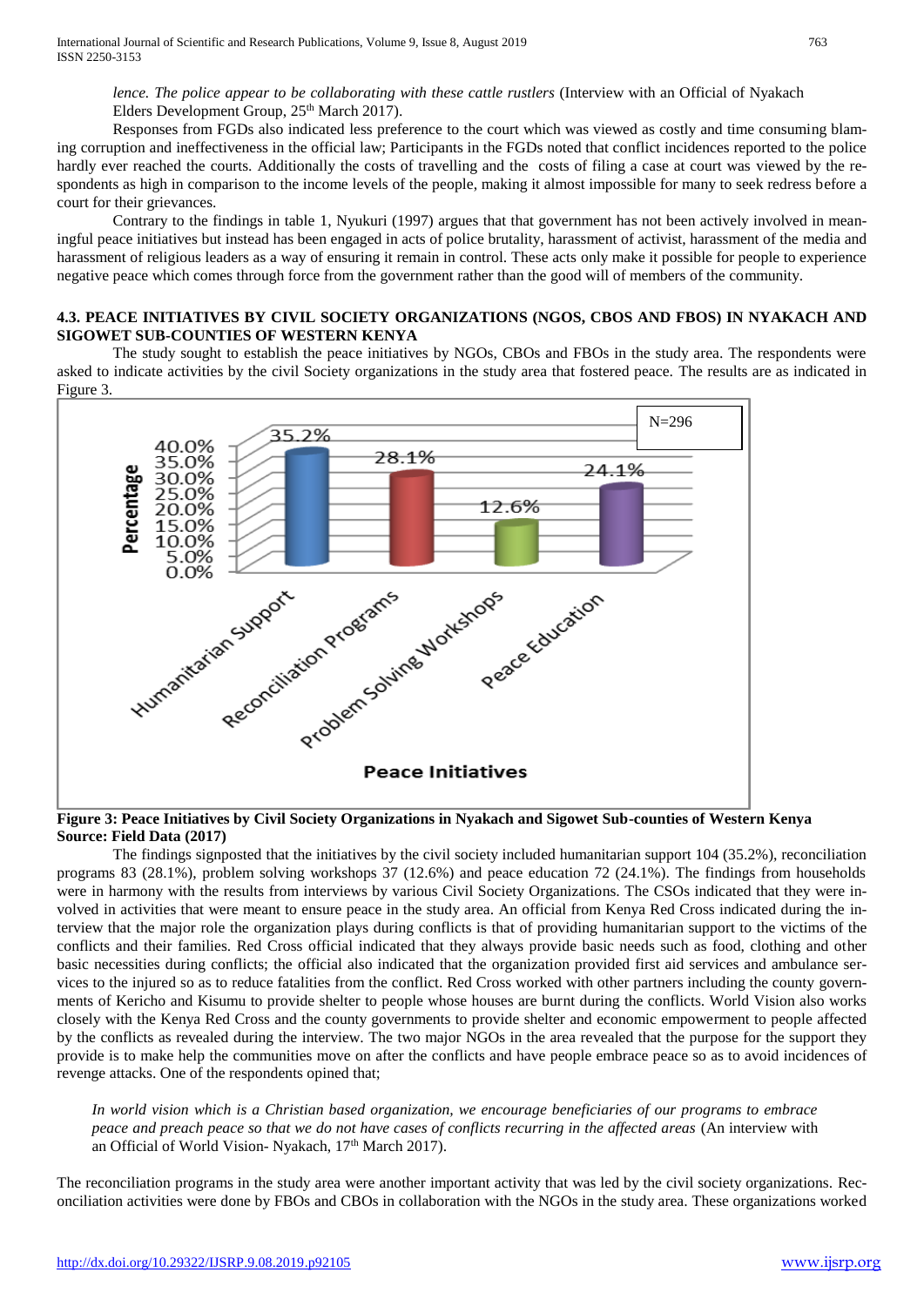*lence. The police appear to be collaborating with these cattle rustlers* (Interview with an Official of Nyakach Elders Development Group, 25th March 2017).

Responses from FGDs also indicated less preference to the court which was viewed as costly and time consuming blaming corruption and ineffectiveness in the official law; Participants in the FGDs noted that conflict incidences reported to the police hardly ever reached the courts. Additionally the costs of travelling and the costs of filing a case at court was viewed by the respondents as high in comparison to the income levels of the people, making it almost impossible for many to seek redress before a court for their grievances.

Contrary to the findings in table 1, Nyukuri (1997) argues that that government has not been actively involved in meaningful peace initiatives but instead has been engaged in acts of police brutality, harassment of activist, harassment of the media and harassment of religious leaders as a way of ensuring it remain in control. These acts only make it possible for people to experience negative peace which comes through force from the government rather than the good will of members of the community.

### 4.3. PEACE INITIATIVES BY CIVIL SOCIETY ORGANIZATIONS (NGOS, CBOS AND FBOS) IN NYAKACH AND SIGOWET SUB-COUNTIES OF WESTERN KENYA

The study sought to establish the peace initiatives by NGOs, CBOs and FBOs in the study area. The respondents were asked to indicate activities by the civil Society organizations in the study area that fostered peace. The results are as indicated in Figure 3.

**Figure 3: Peace Initiatives by Civil Society Organizations in Nyakach and Sigowet Sub-counties of Western Kenya**
**Source: Field Data (2017)**

The findings signposted that the initiatives by the civil society included humanitarian support 104 (35.2%), reconciliation programs 83 (28.1%), problem solving workshops 37 (12.6%) and peace education 72 (24.1%). The findings from households were in harmony with the results from interviews by various Civil Society Organizations. The CSOs indicated that they were involved in activities that were meant to ensure peace in the study area. An official from Kenya Red Cross indicated during the interview that the major role the organization plays during conflicts is that of providing humanitarian support to the victims of the conflicts and their families. Red Cross official indicated that they always provide basic needs such as food, clothing and other basic necessities during conflicts; the official also indicated that the organization provided first aid services and ambulance services to the injured so as to reduce fatalities from the conflict. Red Cross worked with other partners including the county governments of Kericho and Kisumu to provide shelter to people whose houses are burnt during the conflicts. World Vision also works closely with the Kenya Red Cross and the county governments to provide shelter and economic empowerment to people affected by the conflicts as revealed during the interview. The two major NGOs in the area revealed that the purpose for the support they provide is to make help the communities move on after the conflicts and have people embrace peace so as to avoid incidences of revenge attacks. One of the respondents opined that;

> *In world vision which is a Christian based organization, we encourage beneficiaries of our programs to embrace peace and preach peace so that we do not have cases of conflicts recurring in the affected areas* (An interview with an Official of World Vision- Nyakach, 17th March 2017).

The reconciliation programs in the study area were another important activity that was led by the civil society organizations. Reconciliation activities were done by FBOs and CBOs in collaboration with the NGOs in the study area. These organizations worked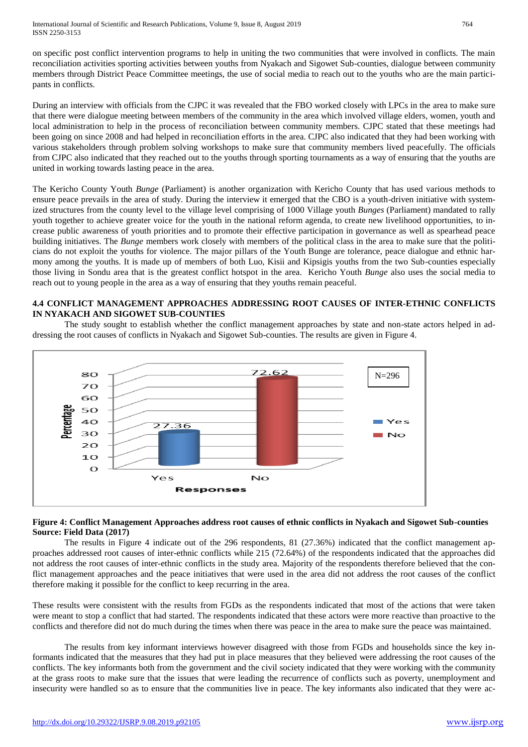on specific post conflict intervention programs to help in uniting the two communities that were involved in conflicts. The main reconciliation activities sporting activities between youths from Nyakach and Sigowet Sub-counties, dialogue between community members through District Peace Committee meetings, the use of social media to reach out to the youths who are the main participants in conflicts.

During an interview with officials from the CJPC it was revealed that the FBO worked closely with LPCs in the area to make sure that there were dialogue meeting between members of the community in the area which involved village elders, women, youth and local administration to help in the process of reconciliation between community members. CJPC stated that these meetings had been going on since 2008 and had helped in reconciliation efforts in the area. CJPC also indicated that they had been working with various stakeholders through problem solving workshops to make sure that community members lived peacefully. The officials from CJPC also indicated that they reached out to the youths through sporting tournaments as a way of ensuring that the youths are united in working towards lasting peace in the area.

The Kericho County Youth *Bunge* (Parliament) is another organization with Kericho County that has used various methods to ensure peace prevails in the area of study. During the interview it emerged that the CBO is a youth-driven initiative with systemized structures from the county level to the village level comprising of 1000 Village youth *Bunges* (Parliament) mandated to rally youth together to achieve greater voice for the youth in the national reform agenda, to create new livelihood opportunities, to increase public awareness of youth priorities and to promote their effective participation in governance as well as spearhead peace building initiatives. The *Bunge* members work closely with members of the political class in the area to make sure that the politicians do not exploit the youths for violence. The major pillars of the Youth Bunge are tolerance, peace dialogue and ethnic harmony among the youths. It is made up of members of both Luo, Kisii and Kipsigis youths from the two Sub-counties especially those living in Sondu area that is the greatest conflict hotspot in the area. Kericho Youth *Bunge* also uses the social media to reach out to young people in the area as a way of ensuring that they youths remain peaceful.

### 4.4 CONFLICT MANAGEMENT APPROACHES ADDRESSING ROOT CAUSES OF INTER-ETHNIC CONFLICTS IN NYAKACH AND SIGOWET SUB-COUNTIES

The study sought to establish whether the conflict management approaches by state and non-state actors helped in addressing the root causes of conflicts in Nyakach and Sigowet Sub-counties. The results are given in Figure 4.

| Responses | Percentage |
|---|---|
| Yes | 27.36 |
| No | 72.62 |

N=296

**Figure 4: Conflict Management Approaches address root causes of ethnic conflicts in Nyakach and Sigowet Sub-counties**
**Source: Field Data (2017)**

The results in Figure 4 indicate out of the 296 respondents, 81 (27.36%) indicated that the conflict management approaches addressed root causes of inter-ethnic conflicts while 215 (72.64%) of the respondents indicated that the approaches did not address the root causes of inter-ethnic conflicts in the study area. Majority of the respondents therefore believed that the conflict management approaches and the peace initiatives that were used in the area did not address the root causes of the conflict therefore making it possible for the conflict to keep recurring in the area.

These results were consistent with the results from FGDs as the respondents indicated that most of the actions that were taken were meant to stop a conflict that had started. The respondents indicated that these actors were more reactive than proactive to the conflicts and therefore did not do much during the times when there was peace in the area to make sure the peace was maintained.

The results from key informant interviews however disagreed with those from FGDs and households since the key informants indicated that the measures that they had put in place measures that they believed were addressing the root causes of the conflicts. The key informants both from the government and the civil society indicated that they were working with the community at the grass roots to make sure that the issues that were leading the recurrence of conflicts such as poverty, unemployment and insecurity were handled so as to ensure that the communities live in peace. The key informants also indicated that they were ac-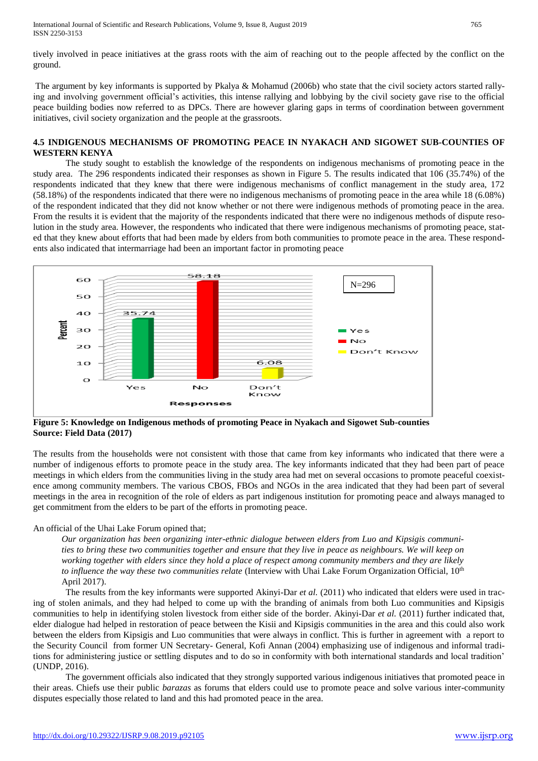tively involved in peace initiatives at the grass roots with the aim of reaching out to the people affected by the conflict on the ground.

The argument by key informants is supported by Pkalya & Mohamud (2006b) who state that the civil society actors started rallying and involving government official's activities, this intense rallying and lobbying by the civil society gave rise to the official peace building bodies now referred to as DPCs. There are however glaring gaps in terms of coordination between government initiatives, civil society organization and the people at the grassroots.

### 4.5 INDIGENOUS MECHANISMS OF PROMOTING PEACE IN NYAKACH AND SIGOWET SUB-COUNTIES OF WESTERN KENYA

The study sought to establish the knowledge of the respondents on indigenous mechanisms of promoting peace in the study area. The 296 respondents indicated their responses as shown in Figure 5. The results indicated that 106 (35.74%) of the respondents indicated that they knew that there were indigenous mechanisms of conflict management in the study area, 172 (58.18%) of the respondents indicated that there were no indigenous mechanisms of promoting peace in the area while 18 (6.08%) of the respondent indicated that they did not know whether or not there were indigenous methods of promoting peace in the area. From the results it is evident that the majority of the respondents indicated that there were no indigenous methods of dispute resolution in the study area. However, the respondents who indicated that there were indigenous mechanisms of promoting peace, stated that they knew about efforts that had been made by elders from both communities to promote peace in the area. These respondents also indicated that intermarriage had been an important factor in promoting peace

| Responses | Percent |
|---|---|
| Yes | 35.74 |
| No | 58.18 |
| Don't Know | 6.08 |

N=296

**Figure 5: Knowledge on Indigenous methods of promoting Peace in Nyakach and Sigowet Sub-counties**
**Source: Field Data (2017)**

The results from the households were not consistent with those that came from key informants who indicated that there were a number of indigenous efforts to promote peace in the study area. The key informants indicated that they had been part of peace meetings in which elders from the communities living in the study area had met on several occasions to promote peaceful coexistence among community members. The various CBOS, FBOs and NGOs in the area indicated that they had been part of several meetings in the area in recognition of the role of elders as part indigenous institution for promoting peace and always managed to get commitment from the elders to be part of the efforts in promoting peace.

An official of the Uhai Lake Forum opined that;

> *Our organization has been organizing inter-ethnic dialogue between elders from Luo and Kipsigis communities to bring these two communities together and ensure that they live in peace as neighbours. We will keep on working together with elders since they hold a place of respect among community members and they are likely to influence the way these two communities relate* (Interview with Uhai Lake Forum Organization Official, 10th April 2017).

The results from the key informants were supported Akinyi-Dar *et al.* (2011) who indicated that elders were used in tracing of stolen animals, and they had helped to come up with the branding of animals from both Luo communities and Kipsigis communities to help in identifying stolen livestock from either side of the border. Akinyi-Dar *et al.* (2011) further indicated that, elder dialogue had helped in restoration of peace between the Kisii and Kipsigis communities in the area and this could also work between the elders from Kipsigis and Luo communities that were always in conflict. This is further in agreement with a report to the Security Council from former UN Secretary- General, Kofi Annan (2004) emphasizing use of indigenous and informal traditions for administering justice or settling disputes and to do so in conformity with both international standards and local tradition' (UNDP, 2016).

The government officials also indicated that they strongly supported various indigenous initiatives that promoted peace in their areas. Chiefs use their public *barazas* as forums that elders could use to promote peace and solve various inter-community disputes especially those related to land and this had promoted peace in the area.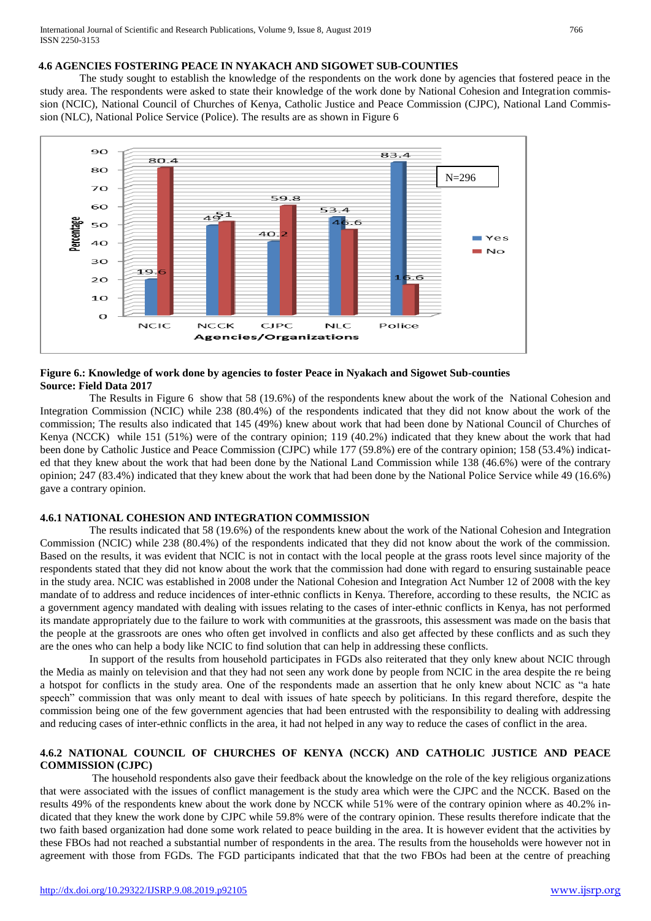### 4.6 AGENCIES FOSTERING PEACE IN NYAKACH AND SIGOWET SUB-COUNTIES

The study sought to establish the knowledge of the respondents on the work done by agencies that fostered peace in the study area. The respondents were asked to state their knowledge of the work done by National Cohesion and Integration commission (NCIC), National Council of Churches of Kenya, Catholic Justice and Peace Commission (CJPC), National Land Commission (NLC), National Police Service (Police). The results are as shown in Figure 6

**Figure 6.: Knowledge of work done by agencies to foster Peace in Nyakach and Sigowet Sub-counties**
**Source: Field Data 2017**

The Results in Figure 6 show that 58 (19.6%) of the respondents knew about the work of the National Cohesion and Integration Commission (NCIC) while 238 (80.4%) of the respondents indicated that they did not know about the work of the commission; The results also indicated that 145 (49%) knew about work that had been done by National Council of Churches of Kenya (NCCK) while 151 (51%) were of the contrary opinion; 119 (40.2%) indicated that they knew about the work that had been done by Catholic Justice and Peace Commission (CJPC) while 177 (59.8%) ere of the contrary opinion; 158 (53.4%) indicated that they knew about the work that had been done by the National Land Commission while 138 (46.6%) were of the contrary opinion; 247 (83.4%) indicated that they knew about the work that had been done by the National Police Service while 49 (16.6%) gave a contrary opinion.

#### 4.6.1 NATIONAL COHESION AND INTEGRATION COMMISSION

The results indicated that 58 (19.6%) of the respondents knew about the work of the National Cohesion and Integration Commission (NCIC) while 238 (80.4%) of the respondents indicated that they did not know about the work of the commission. Based on the results, it was evident that NCIC is not in contact with the local people at the grass roots level since majority of the respondents stated that they did not know about the work that the commission had done with regard to ensuring sustainable peace in the study area. NCIC was established in 2008 under the National Cohesion and Integration Act Number 12 of 2008 with the key mandate of to address and reduce incidences of inter-ethnic conflicts in Kenya. Therefore, according to these results, the NCIC as a government agency mandated with dealing with issues relating to the cases of inter-ethnic conflicts in Kenya, has not performed its mandate appropriately due to the failure to work with communities at the grassroots, this assessment was made on the basis that the people at the grassroots are ones who often get involved in conflicts and also get affected by these conflicts and as such they are the ones who can help a body like NCIC to find solution that can help in addressing these conflicts.

In support of the results from household participates in FGDs also reiterated that they only knew about NCIC through the Media as mainly on television and that they had not seen any work done by people from NCIC in the area despite the re being a hotspot for conflicts in the study area. One of the respondents made an assertion that he only knew about NCIC as "a hate speech" commission that was only meant to deal with issues of hate speech by politicians. In this regard therefore, despite the commission being one of the few government agencies that had been entrusted with the responsibility to dealing with addressing and reducing cases of inter-ethnic conflicts in the area, it had not helped in any way to reduce the cases of conflict in the area.

#### 4.6.2 NATIONAL COUNCIL OF CHURCHES OF KENYA (NCCK) AND CATHOLIC JUSTICE AND PEACE COMMISSION (CJPC)

The household respondents also gave their feedback about the knowledge on the role of the key religious organizations that were associated with the issues of conflict management is the study area which were the CJPC and the NCCK. Based on the results 49% of the respondents knew about the work done by NCCK while 51% were of the contrary opinion where as 40.2% indicated that they knew the work done by CJPC while 59.8% were of the contrary opinion. These results therefore indicate that the two faith based organization had done some work related to peace building in the area. It is however evident that the activities by these FBOs had not reached a substantial number of respondents in the area. The results from the households were however not in agreement with those from FGDs. The FGD participants indicated that that the two FBOs had been at the centre of preaching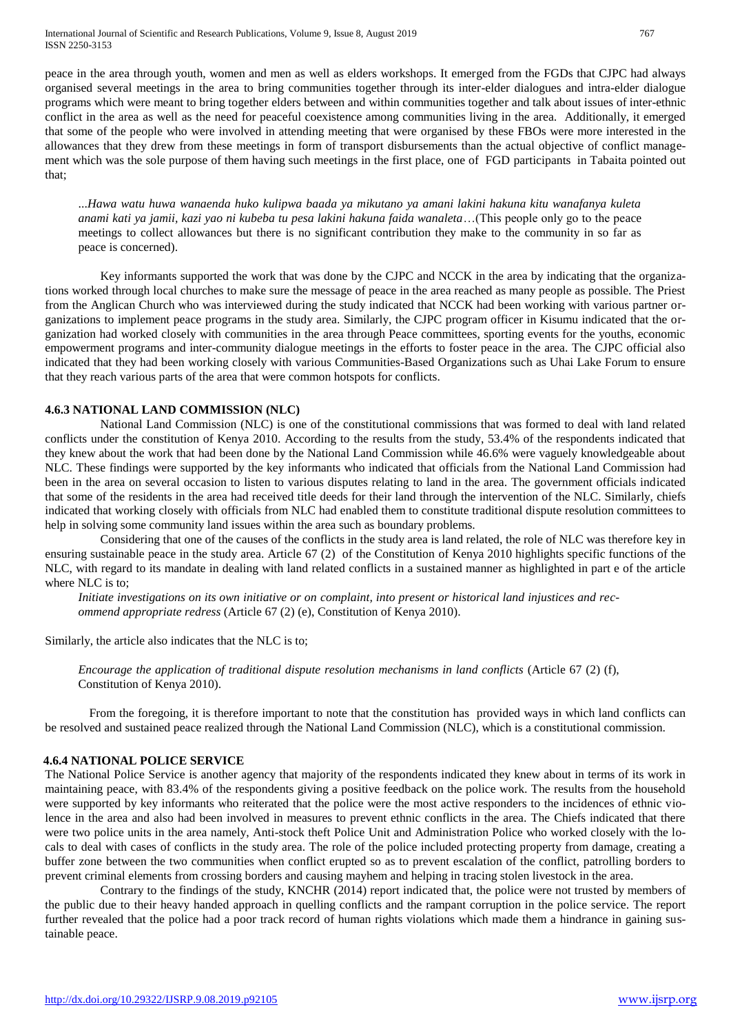peace in the area through youth, women and men as well as elders workshops. It emerged from the FGDs that CJPC had always organised several meetings in the area to bring communities together through its inter-elder dialogues and intra-elder dialogue programs which were meant to bring together elders between and within communities together and talk about issues of inter-ethnic conflict in the area as well as the need for peaceful coexistence among communities living in the area. Additionally, it emerged that some of the people who were involved in attending meeting that were organised by these FBOs were more interested in the allowances that they drew from these meetings in form of transport disbursements than the actual objective of conflict management which was the sole purpose of them having such meetings in the first place, one of FGD participants in Tabaita pointed out that;

> ...*Hawa watu huwa wanaenda huko kulipwa baada ya mikutano ya amani lakini hakuna kitu wanafanya kuleta anami kati ya jamii, kazi yao ni kubeba tu pesa lakini hakuna faida wanaleta*…(This people only go to the peace meetings to collect allowances but there is no significant contribution they make to the community in so far as peace is concerned).

Key informants supported the work that was done by the CJPC and NCCK in the area by indicating that the organizations worked through local churches to make sure the message of peace in the area reached as many people as possible. The Priest from the Anglican Church who was interviewed during the study indicated that NCCK had been working with various partner organizations to implement peace programs in the study area. Similarly, the CJPC program officer in Kisumu indicated that the organization had worked closely with communities in the area through Peace committees, sporting events for the youths, economic empowerment programs and inter-community dialogue meetings in the efforts to foster peace in the area. The CJPC official also indicated that they had been working closely with various Communities-Based Organizations such as Uhai Lake Forum to ensure that they reach various parts of the area that were common hotspots for conflicts.

### 4.6.3 NATIONAL LAND COMMISSION (NLC)

National Land Commission (NLC) is one of the constitutional commissions that was formed to deal with land related conflicts under the constitution of Kenya 2010. According to the results from the study, 53.4% of the respondents indicated that they knew about the work that had been done by the National Land Commission while 46.6% were vaguely knowledgeable about NLC. These findings were supported by the key informants who indicated that officials from the National Land Commission had been in the area on several occasion to listen to various disputes relating to land in the area. The government officials indicated that some of the residents in the area had received title deeds for their land through the intervention of the NLC. Similarly, chiefs indicated that working closely with officials from NLC had enabled them to constitute traditional dispute resolution committees to help in solving some community land issues within the area such as boundary problems.

Considering that one of the causes of the conflicts in the study area is land related, the role of NLC was therefore key in ensuring sustainable peace in the study area. Article 67 (2) of the Constitution of Kenya 2010 highlights specific functions of the NLC, with regard to its mandate in dealing with land related conflicts in a sustained manner as highlighted in part e of the article where NLC is to;

> *Initiate investigations on its own initiative or on complaint, into present or historical land injustices and recommend appropriate redress* (Article 67 (2) (e), Constitution of Kenya 2010).

Similarly, the article also indicates that the NLC is to;

> *Encourage the application of traditional dispute resolution mechanisms in land conflicts* (Article 67 (2) (f), Constitution of Kenya 2010).

From the foregoing, it is therefore important to note that the constitution has provided ways in which land conflicts can be resolved and sustained peace realized through the National Land Commission (NLC), which is a constitutional commission.

### 4.6.4 NATIONAL POLICE SERVICE

The National Police Service is another agency that majority of the respondents indicated they knew about in terms of its work in maintaining peace, with 83.4% of the respondents giving a positive feedback on the police work. The results from the household were supported by key informants who reiterated that the police were the most active responders to the incidences of ethnic violence in the area and also had been involved in measures to prevent ethnic conflicts in the area. The Chiefs indicated that there were two police units in the area namely, Anti-stock theft Police Unit and Administration Police who worked closely with the locals to deal with cases of conflicts in the study area. The role of the police included protecting property from damage, creating a buffer zone between the two communities when conflict erupted so as to prevent escalation of the conflict, patrolling borders to prevent criminal elements from crossing borders and causing mayhem and helping in tracing stolen livestock in the area.

Contrary to the findings of the study, KNCHR (2014) report indicated that, the police were not trusted by members of the public due to their heavy handed approach in quelling conflicts and the rampant corruption in the police service. The report further revealed that the police had a poor track record of human rights violations which made them a hindrance in gaining sustainable peace.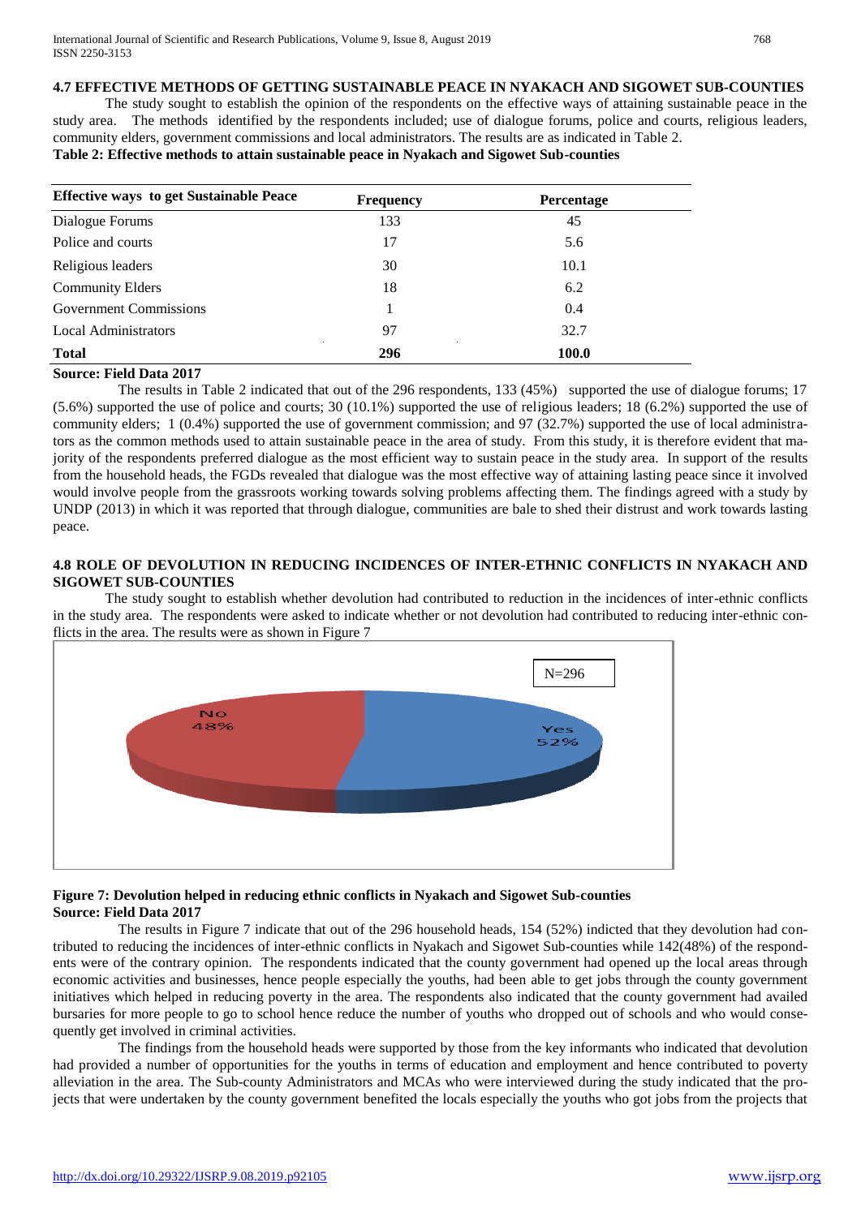### 4.7 EFFECTIVE METHODS OF GETTING SUSTAINABLE PEACE IN NYAKACH AND SIGOWET SUB-COUNTIES

The study sought to establish the opinion of the respondents on the effective ways of attaining sustainable peace in the study area. The methods identified by the respondents included; use of dialogue forums, police and courts, religious leaders, community elders, government commissions and local administrators. The results are as indicated in Table 2.

**Table 2: Effective methods to attain sustainable peace in Nyakach and Sigowet Sub-counties**

| Effective ways to get Sustainable Peace | Frequency | Percentage |
|---|---|---|
| Dialogue Forums | 133 | 45 |
| Police and courts | 17 | 5.6 |
| Religious leaders | 30 | 10.1 |
| Community Elders | 18 | 6.2 |
| Government Commissions | 1 | 0.4 |
| Local Administrators | 97 | 32.7 |
| **Total** | **296** | **100.0** |

**Source: Field Data 2017**

The results in Table 2 indicated that out of the 296 respondents, 133 (45%) supported the use of dialogue forums; 17 (5.6%) supported the use of police and courts; 30 (10.1%) supported the use of religious leaders; 18 (6.2%) supported the use of community elders; 1 (0.4%) supported the use of government commission; and 97 (32.7%) supported the use of local administrators as the common methods used to attain sustainable peace in the area of study. From this study, it is therefore evident that majority of the respondents preferred dialogue as the most efficient way to sustain peace in the study area. In support of the results from the household heads, the FGDs revealed that dialogue was the most effective way of attaining lasting peace since it involved would involve people from the grassroots working towards solving problems affecting them. The findings agreed with a study by UNDP (2013) in which it was reported that through dialogue, communities are bale to shed their distrust and work towards lasting peace.

### 4.8 ROLE OF DEVOLUTION IN REDUCING INCIDENCES OF INTER-ETHNIC CONFLICTS IN NYAKACH AND SIGOWET SUB-COUNTIES

The study sought to establish whether devolution had contributed to reduction in the incidences of inter-ethnic conflicts in the study area. The respondents were asked to indicate whether or not devolution had contributed to reducing inter-ethnic conflicts in the area. The results were as shown in Figure 7

N=296

No 48%

Yes 52%

**Figure 7: Devolution helped in reducing ethnic conflicts in Nyakach and Sigowet Sub-counties**
**Source: Field Data 2017**

The results in Figure 7 indicate that out of the 296 household heads, 154 (52%) indicted that they devolution had contributed to reducing the incidences of inter-ethnic conflicts in Nyakach and Sigowet Sub-counties while 142(48%) of the respondents were of the contrary opinion. The respondents indicated that the county government had opened up the local areas through economic activities and businesses, hence people especially the youths, had been able to get jobs through the county government initiatives which helped in reducing poverty in the area. The respondents also indicated that the county government had availed bursaries for more people to go to school hence reduce the number of youths who dropped out of schools and who would consequently get involved in criminal activities.

The findings from the household heads were supported by those from the key informants who indicated that devolution had provided a number of opportunities for the youths in terms of education and employment and hence contributed to poverty alleviation in the area. The Sub-county Administrators and MCAs who were interviewed during the study indicated that the projects that were undertaken by the county government benefited the locals especially the youths who got jobs from the projects that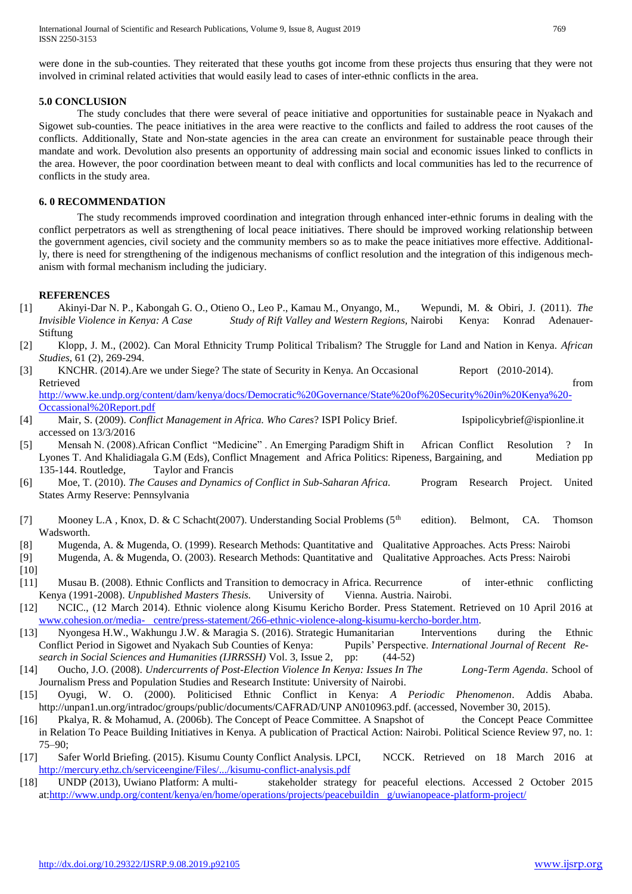were done in the sub-counties. They reiterated that these youths got income from these projects thus ensuring that they were not involved in criminal related activities that would easily lead to cases of inter-ethnic conflicts in the area.

## 5.0 CONCLUSION

The study concludes that there were several of peace initiative and opportunities for sustainable peace in Nyakach and Sigowet sub-counties. The peace initiatives in the area were reactive to the conflicts and failed to address the root causes of the conflicts. Additionally, State and Non-state agencies in the area can create an environment for sustainable peace through their mandate and work. Devolution also presents an opportunity of addressing main social and economic issues linked to conflicts in the area. However, the poor coordination between meant to deal with conflicts and local communities has led to the recurrence of conflicts in the study area.

## 6. 0 RECOMMENDATION

The study recommends improved coordination and integration through enhanced inter-ethnic forums in dealing with the conflict perpetrators as well as strengthening of local peace initiatives. There should be improved working relationship between the government agencies, civil society and the community members so as to make the peace initiatives more effective. Additionally, there is need for strengthening of the indigenous mechanisms of conflict resolution and the integration of this indigenous mechanism with formal mechanism including the judiciary.

## REFERENCES

[1] Akinyi-Dar N. P., Kabongah G. O., Otieno O., Leo P., Kamau M., Onyango, M., Wepundi, M. & Obiri, J. (2011). *The Invisible Violence in Kenya: A Case Study of Rift Valley and Western Regions,* Nairobi Kenya: Konrad Adenauer-Stiftung

[2] Klopp, J. M., (2002). Can Moral Ethnicity Trump Political Tribalism? The Struggle for Land and Nation in Kenya. *African Studies*, 61 (2), 269-294.

[3] KNCHR. (2014).Are we under Siege? The state of Security in Kenya. An Occasional Report (2010-2014). Retrieved from http://www.ke.undp.org/content/dam/kenya/docs/Democratic%20Governance/State%20of%20Security%20in%20Kenya%20-Occassional%20Report.pdf

[4] Mair, S. (2009). *Conflict Management in Africa. Who Cares*? ISPI Policy Brief. Ispipolicybrief@ispionline.it accessed on 13/3/2016

[5] Mensah N. (2008).African Conflict "Medicine" . An Emerging Paradigm Shift in African Conflict Resolution ? In Lyones T. And Khalidiagala G.M (Eds), Conflict Mnagement and Africa Politics: Ripeness, Bargaining, and Mediation pp 135-144. Routledge, Taylor and Francis

[6] Moe, T. (2010). *The Causes and Dynamics of Conflict in Sub-Saharan Africa.* Program Research Project. United States Army Reserve: Pennsylvania

[7] Mooney L.A , Knox, D. & C Schacht(2007). Understanding Social Problems (5th edition). Belmont, CA. Thomson Wadsworth.

[8] Mugenda, A. & Mugenda, O. (1999). Research Methods: Quantitative and Qualitative Approaches. Acts Press: Nairobi

[9] Mugenda, A. & Mugenda, O. (2003). Research Methods: Quantitative and Qualitative Approaches. Acts Press: Nairobi

[10]

[11] Musau B. (2008). Ethnic Conflicts and Transition to democracy in Africa. Recurrence of inter-ethnic conflicting Kenya (1991-2008). *Unpublished Masters Thesis.* University of Vienna. Austria. Nairobi.

[12] NCIC., (12 March 2014). Ethnic violence along Kisumu Kericho Border. Press Statement. Retrieved on 10 April 2016 at www.cohesion.or/media- centre/press-statement/266-ethnic-violence-along-kisumu-kercho-border.htm.

[13] Nyongesa H.W., Wakhungu J.W. & Maragia S. (2016). Strategic Humanitarian Interventions during the Ethnic Conflict Period in Sigowet and Nyakach Sub Counties of Kenya: Pupils' Perspective. *International Journal of Recent Research in Social Sciences and Humanities (IJRRSSH)* Vol. 3, Issue 2, pp: (44-52)

[14] Oucho, J.O. (2008). *Undercurrents of Post-Election Violence In Kenya: Issues In The Long-Term Agenda*. School of Journalism Press and Population Studies and Research Institute: University of Nairobi.

[15] Oyugi, W. O. (2000). Politicised Ethnic Conflict in Kenya: *A Periodic Phenomenon*. Addis Ababa. http://unpan1.un.org/intradoc/groups/public/documents/CAFRAD/UNP AN010963.pdf. (accessed, November 30, 2015).

[16] Pkalya, R. & Mohamud, A. (2006b). The Concept of Peace Committee. A Snapshot of the Concept Peace Committee in Relation To Peace Building Initiatives in Kenya. A publication of Practical Action: Nairobi. Political Science Review 97, no. 1: 75–90;

[17] Safer World Briefing. (2015). Kisumu County Conflict Analysis. LPCI, NCCK. Retrieved on 18 March 2016 at http://mercury.ethz.ch/serviceengine/Files/.../kisumu-conflict-analysis.pdf

[18] UNDP (2013), Uwiano Platform: A multi- stakeholder strategy for peaceful elections. Accessed 2 October 2015 at:http://www.undp.org/content/kenya/en/home/operations/projects/peacebuildin g/uwianopeace-platform-project/